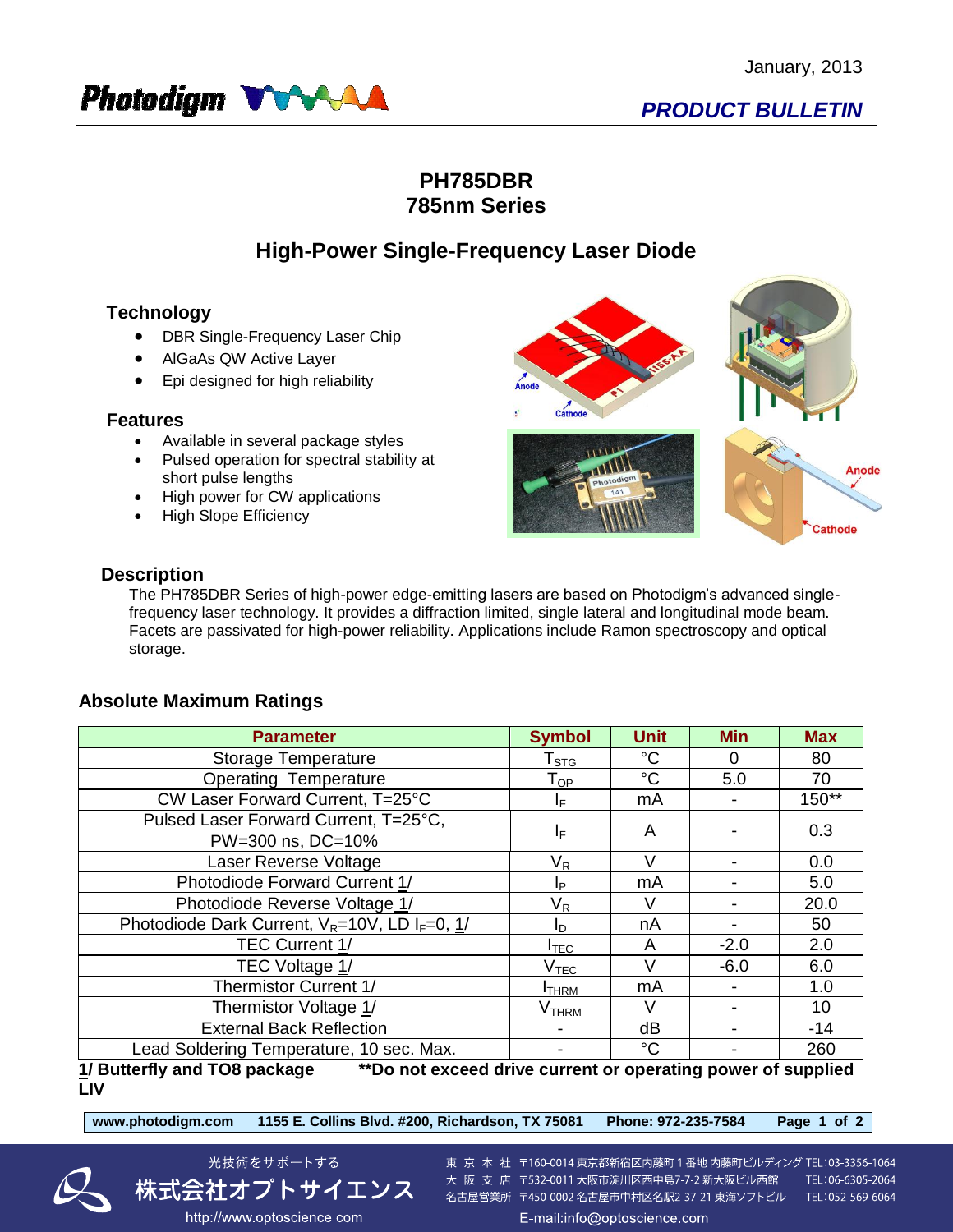January, 2013

*PRODUCT BULLETIN*

# PH785DBR
# 785nm Series

## High-Power Single-Frequency Laser Diode

### Technology

- DBR Single-Frequency Laser Chip
- AlGaAs QW Active Layer
- Epi designed for high reliability

### Features

- Available in several package styles
- Pulsed operation for spectral stability at short pulse lengths
- High power for CW applications
- High Slope Efficiency

### Description

The PH785DBR Series of high-power edge-emitting lasers are based on Photodigm's advanced single-frequency laser technology. It provides a diffraction limited, single lateral and longitudinal mode beam. Facets are passivated for high-power reliability. Applications include Ramon spectroscopy and optical storage.

### Absolute Maximum Ratings

| Parameter | Symbol | Unit | Min | Max |
|---|---|---|---|---|
| Storage Temperature | $T_{STG}$ | °C | 0 | 80 |
| Operating Temperature | $T_{OP}$ | °C | 5.0 | 70 |
| CW Laser Forward Current, T=25°C | $I_F$ | mA | - | 150** |
| Pulsed Laser Forward Current, T=25°C, PW=300 ns, DC=10% | $I_F$ | A | - | 0.3 |
| Laser Reverse Voltage | $V_R$ | V | - | 0.0 |
| Photodiode Forward Current 1/ | $I_P$ | mA | - | 5.0 |
| Photodiode Reverse Voltage 1/ | $V_R$ | V | - | 20.0 |
| Photodiode Dark Current, $V_R$=10V, LD $I_F$=0, 1/ | $I_D$ | nA | - | 50 |
| TEC Current 1/ | $I_{TEC}$ | A | -2.0 | 2.0 |
| TEC Voltage 1/ | $V_{TEC}$ | V | -6.0 | 6.0 |
| Thermistor Current 1/ | $I_{THRM}$ | mA | - | 1.0 |
| Thermistor Voltage 1/ | $V_{THRM}$ | V | - | 10 |
| External Back Reflection | - | dB | - | -14 |
| Lead Soldering Temperature, 10 sec. Max. | - | °C | - | 260 |

**1/ Butterfly and TO8 package** **\*\*Do not exceed drive current or operating power of supplied LIV**

**www.photodigm.com 1155 E. Collins Blvd. #200, Richardson, TX 75081 Phone: 972-235-7584**

光技術をサポートする
株式会社オプトサイエンス
http://www.optoscience.com

東 京 本 社 〒160-0014 東京都新宿区内藤町１番地 内藤町ビルディング TEL:03-3356-1064
大 阪 支 店 〒532-0011 大阪市淀川区西中島7-7-2 新大阪ビル西館 TEL:06-6305-2064
名古屋営業所 〒450-0002 名古屋市中村区名駅2-37-21 東海ソフトビル TEL:052-569-6064
E-mail:info@optoscience.com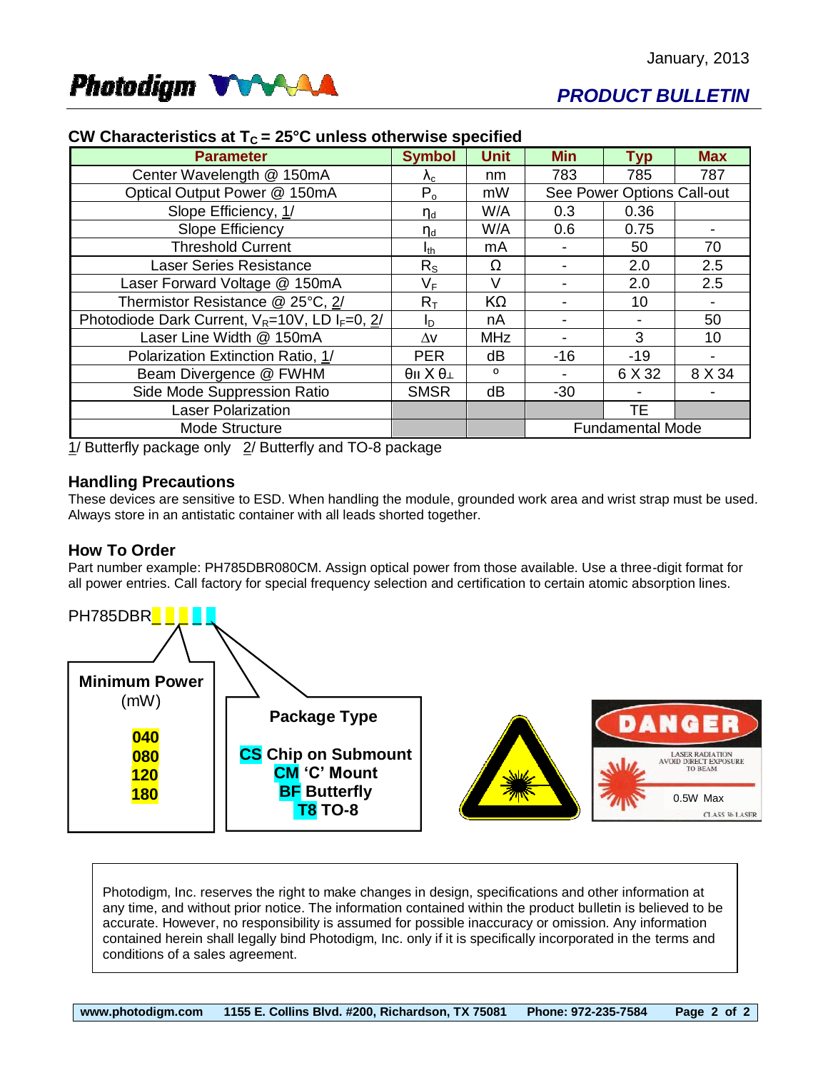January, 2013

Photodigm

*PRODUCT BULLETIN*

## CW Characteristics at $T_C$ = 25°C unless otherwise specified

| Parameter | Symbol | Unit | Min | Typ | Max |
|---|---|---|---|---|---|
| Center Wavelength @ 150mA | $\lambda_c$ | nm | 783 | 785 | 787 |
| Optical Output Power @ 150mA | $P_o$ | mW | See Power Options Call-out | | |
| Slope Efficiency, 1/ | $\eta_d$ | W/A | 0.3 | 0.36 | |
| Slope Efficiency | $\eta_d$ | W/A | 0.6 | 0.75 | - |
| Threshold Current | $I_{th}$ | mA | - | 50 | 70 |
| Laser Series Resistance | $R_S$ | Ω | - | 2.0 | 2.5 |
| Laser Forward Voltage @ 150mA | $V_F$ | V | - | 2.0 | 2.5 |
| Thermistor Resistance @ 25°C, 2/ | $R_T$ | KΩ | - | 10 | - |
| Photodiode Dark Current, $V_R$=10V, LD $I_F$=0, 2/ | $I_D$ | nA | - | - | 50 |
| Laser Line Width @ 150mA | Δv | MHz | - | 3 | 10 |
| Polarization Extinction Ratio, 1/ | PER | dB | -16 | -19 | - |
| Beam Divergence @ FWHM | $\theta_{II} \times \theta_{\perp}$ | ° | - | 6 X 32 | 8 X 34 |
| Side Mode Suppression Ratio | SMSR | dB | -30 | - | - |
| Laser Polarization | | | | TE | |
| Mode Structure | | | Fundamental Mode | | |

1/ Butterfly package only 2/ Butterfly and TO-8 package

### Handling Precautions

These devices are sensitive to ESD. When handling the module, grounded work area and wrist strap must be used. Always store in an antistatic container with all leads shorted together.

### How To Order

Part number example: PH785DBR080CM. Assign optical power from those available. Use a three-digit format for all power entries. Call factory for special frequency selection and certification to certain atomic absorption lines.

PH785DBR_ _ _ _ _

**Minimum Power** (mW)

- 040
- 080
- 120
- 180

**Package Type**

- **CS** Chip on Submount
- **CM** 'C' Mount
- **BF** Butterfly
- **T8** TO-8

DANGER

LASER RADIATION AVOID DIRECT EXPOSURE TO BEAM

0.5W Max

CLASS 3b LASER

Photodigm, Inc. reserves the right to make changes in design, specifications and other information at any time, and without prior notice. The information contained within the product bulletin is believed to be accurate. However, no responsibility is assumed for possible inaccuracy or omission. Any information contained herein shall legally bind Photodigm, Inc. only if it is specifically incorporated in the terms and conditions of a sales agreement.

www.photodigm.com 1155 E. Collins Blvd. #200, Richardson, TX 75081 Phone: 972-235-7584